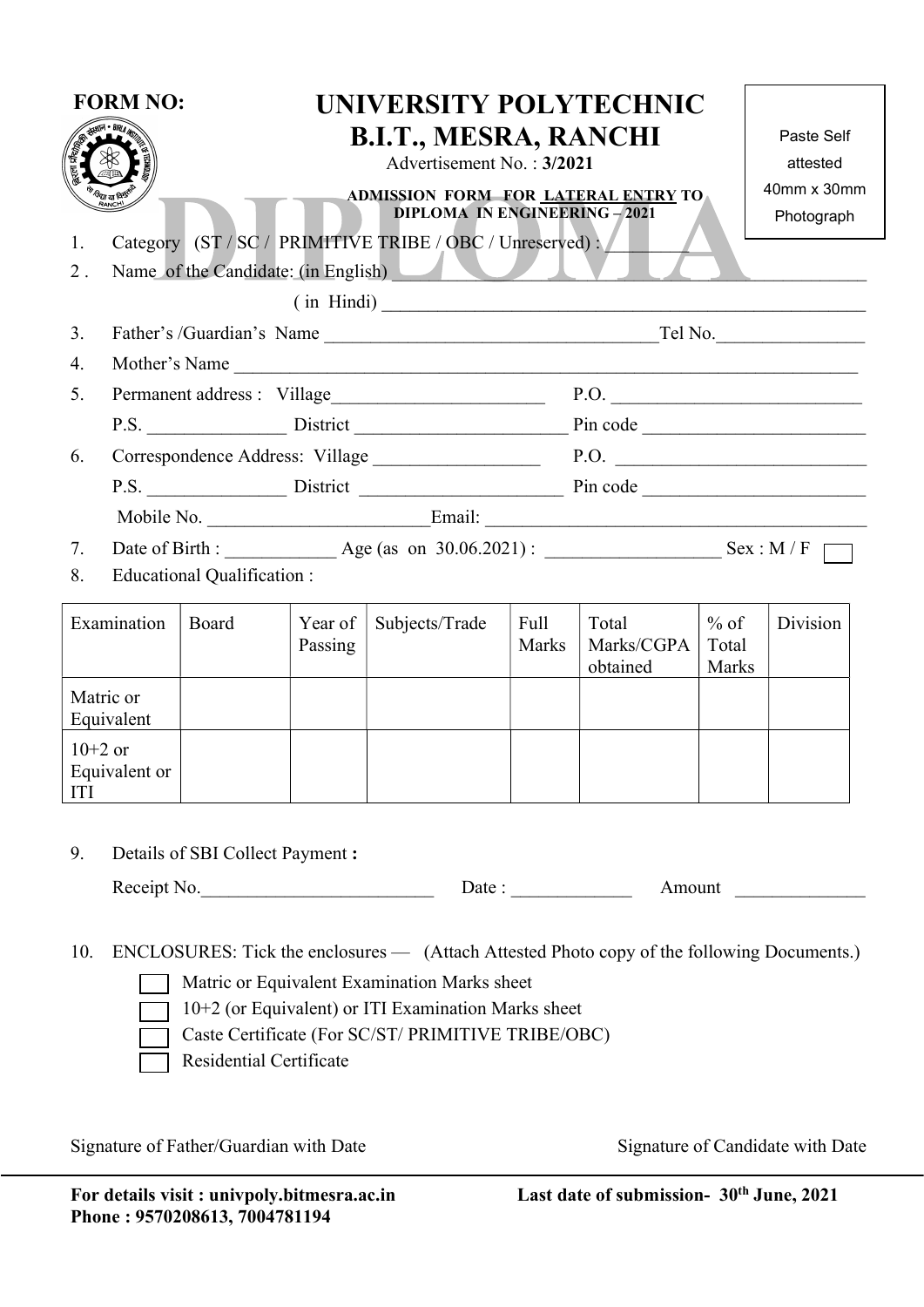**FORM NO:**

# UNIVERSITY POLYTECHNIC
# B.I.T., MESRA, RANCHI

Advertisement No. : **3/2021**

**ADMISSION FORM FOR LATERAL ENTRY TO DIPLOMA IN ENGINEERING – 2021**

Paste Self attested 40mm x 30mm Photograph

DIPLOMA

1. Category (ST / SC / PRIMITIVE TRIBE / OBC / Unreserved) : _________
2. Name of the Candidate: (in English) ________________________________________________
   ( in Hindi) ________________________________________________
3. Father's /Guardian's Name ____________________________________Tel No.________________
4. Mother's Name ______________________________________________________________________
5. Permanent address : Village_______________________ P.O. ___________________________
   P.S. ______________ District _______________________ Pin code ________________________
6. Correspondence Address: Village _________________ P.O. ___________________________
   P.S. ______________ District _____________________ Pin code ________________________
   Mobile No. _______________________Email: __________________________________________
7. Date of Birth : ___________ Age (as on 30.06.2021) : __________________ Sex : M / F ☐
8. Educational Qualification :

| Examination | Board | Year of Passing | Subjects/Trade | Full Marks | Total Marks/CGPA obtained | % of Total Marks | Division |
|---|---|---|---|---|---|---|---|
| Matric or Equivalent | | | | | | | |
| 10+2 or Equivalent or ITI | | | | | | | |

9. Details of SBI Collect Payment **:**

   Receipt No.________________________ Date : _____________ Amount ______________

10. ENCLOSURES: Tick the enclosures — (Attach Attested Photo copy of the following Documents.)

    ☐ Matric or Equivalent Examination Marks sheet
    ☐ 10+2 (or Equivalent) or ITI Examination Marks sheet
    ☐ Caste Certificate (For SC/ST/ PRIMITIVE TRIBE/OBC)
    ☐ Residential Certificate

Signature of Father/Guardian with Date

Signature of Candidate with Date

**For details visit : univpoly.bitmesra.ac.in**
**Phone : 9570208613, 7004781194**

**Last date of submission- 30th June, 2021**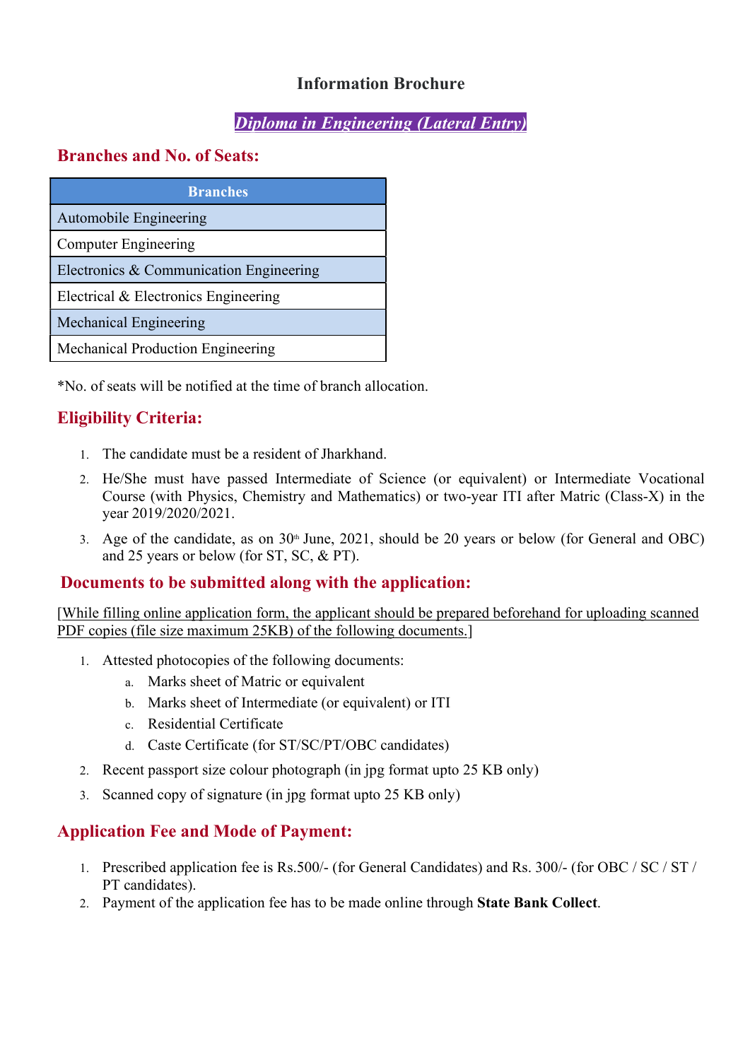# Information Brochure

## *Diploma in Engineering (Lateral Entry)*

## Branches and No. of Seats:

| Branches |
|---|
| Automobile Engineering |
| Computer Engineering |
| Electronics & Communication Engineering |
| Electrical & Electronics Engineering |
| Mechanical Engineering |
| Mechanical Production Engineering |

*No. of seats will be notified at the time of branch allocation.

## Eligibility Criteria:

1. The candidate must be a resident of Jharkhand.
2. He/She must have passed Intermediate of Science (or equivalent) or Intermediate Vocational Course (with Physics, Chemistry and Mathematics) or two-year ITI after Matric (Class-X) in the year 2019/2020/2021.
3. Age of the candidate, as on 30th June, 2021, should be 20 years or below (for General and OBC) and 25 years or below (for ST, SC, & PT).

## Documents to be submitted along with the application:

[While filling online application form, the applicant should be prepared beforehand for uploading scanned PDF copies (file size maximum 25KB) of the following documents.]

1. Attested photocopies of the following documents:
   a. Marks sheet of Matric or equivalent
   b. Marks sheet of Intermediate (or equivalent) or ITI
   c. Residential Certificate
   d. Caste Certificate (for ST/SC/PT/OBC candidates)
2. Recent passport size colour photograph (in jpg format upto 25 KB only)
3. Scanned copy of signature (in jpg format upto 25 KB only)

## Application Fee and Mode of Payment:

1. Prescribed application fee is Rs.500/- (for General Candidates) and Rs. 300/- (for OBC / SC / ST / PT candidates).
2. Payment of the application fee has to be made online through **State Bank Collect**.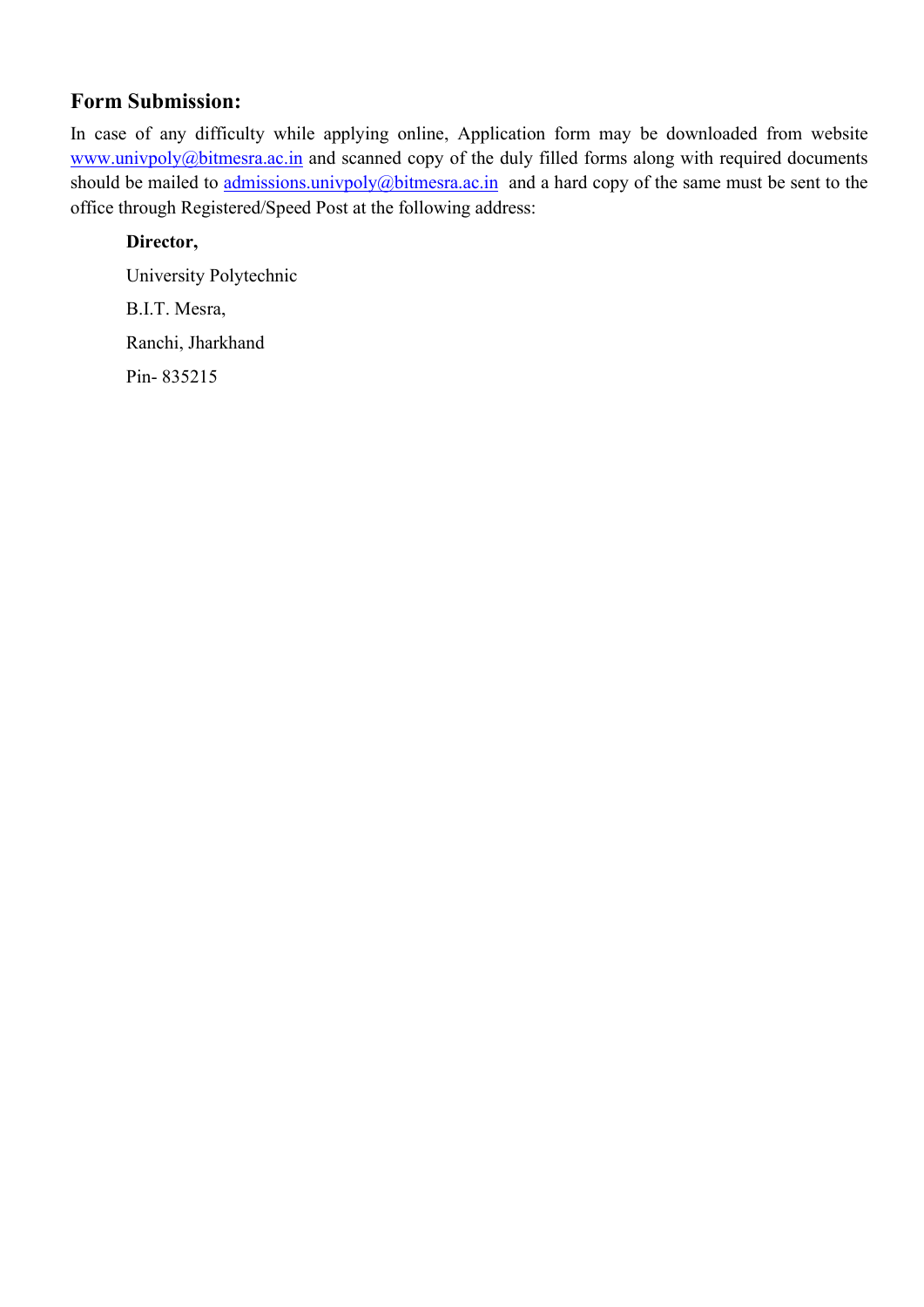## Form Submission:

In case of any difficulty while applying online, Application form may be downloaded from website www.univpoly@bitmesra.ac.in and scanned copy of the duly filled forms along with required documents should be mailed to admissions.univpoly@bitmesra.ac.in and a hard copy of the same must be sent to the office through Registered/Speed Post at the following address:

**Director,**

University Polytechnic

B.I.T. Mesra,

Ranchi, Jharkhand

Pin- 835215